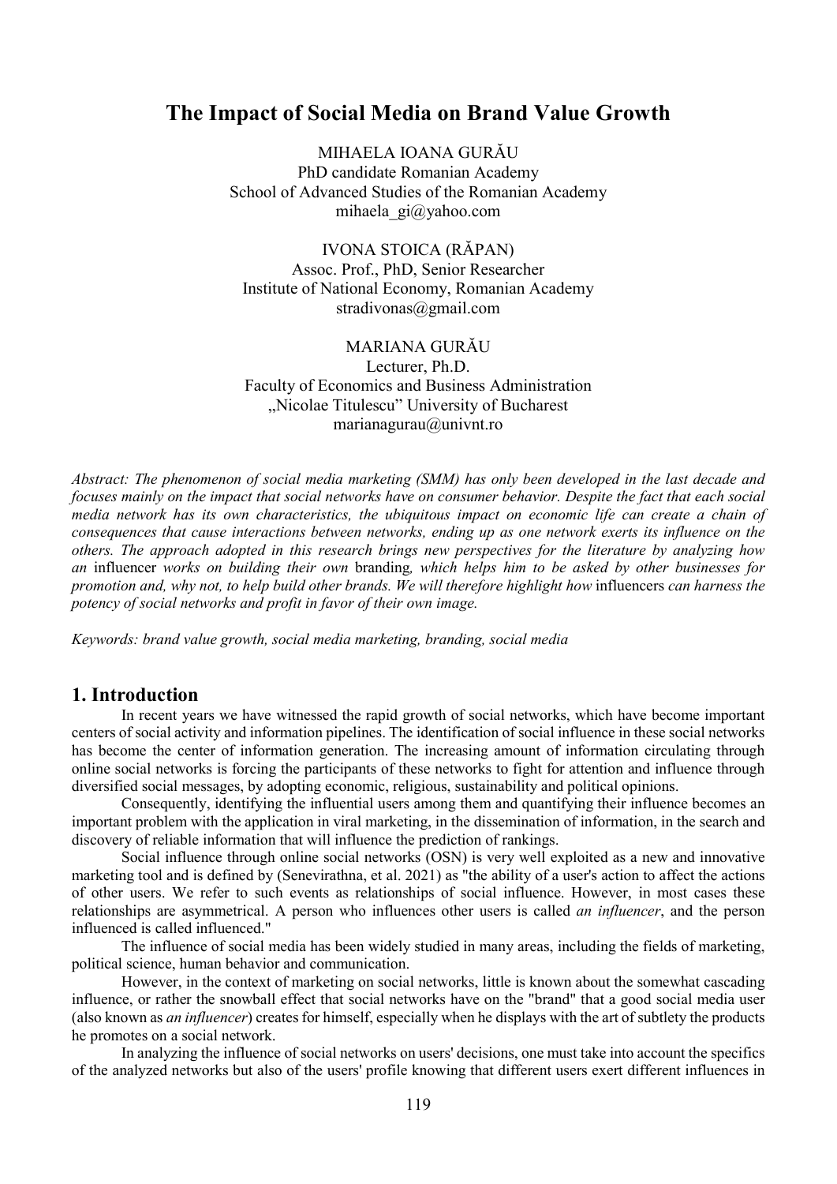# The Impact of Social Media on Brand Value Growth

MIHAELA IOANA GURĂU  
PhD candidate Romanian Academy  
School of Advanced Studies of the Romanian Academy  
mihaela_gi@yahoo.com

IVONA STOICA (RĂPAN)  
Assoc. Prof., PhD, Senior Researcher  
Institute of National Economy, Romanian Academy  
stradivonas@gmail.com

MARIANA GURĂU  
Lecturer, Ph.D.  
Faculty of Economics and Business Administration  
„Nicolae Titulescu" University of Bucharest  
marianagurau@univnt.ro

*Abstract: The phenomenon of social media marketing (SMM) has only been developed in the last decade and focuses mainly on the impact that social networks have on consumer behavior. Despite the fact that each social media network has its own characteristics, the ubiquitous impact on economic life can create a chain of consequences that cause interactions between networks, ending up as one network exerts its influence on the others. The approach adopted in this research brings new perspectives for the literature by analyzing how an* influencer *works on building their own* branding*, which helps him to be asked by other businesses for promotion and, why not, to help build other brands. We will therefore highlight how* influencers *can harness the potency of social networks and profit in favor of their own image.*

*Keywords: brand value growth, social media marketing, branding, social media*

## 1. Introduction

In recent years we have witnessed the rapid growth of social networks, which have become important centers of social activity and information pipelines. The identification of social influence in these social networks has become the center of information generation. The increasing amount of information circulating through online social networks is forcing the participants of these networks to fight for attention and influence through diversified social messages, by adopting economic, religious, sustainability and political opinions.

Consequently, identifying the influential users among them and quantifying their influence becomes an important problem with the application in viral marketing, in the dissemination of information, in the search and discovery of reliable information that will influence the prediction of rankings.

Social influence through online social networks (OSN) is very well exploited as a new and innovative marketing tool and is defined by (Senevirathna, et al. 2021) as "the ability of a user's action to affect the actions of other users. We refer to such events as relationships of social influence. However, in most cases these relationships are asymmetrical. A person who influences other users is called *an influencer*, and the person influenced is called influenced."

The influence of social media has been widely studied in many areas, including the fields of marketing, political science, human behavior and communication.

However, in the context of marketing on social networks, little is known about the somewhat cascading influence, or rather the snowball effect that social networks have on the "brand" that a good social media user (also known as *an influencer*) creates for himself, especially when he displays with the art of subtlety the products he promotes on a social network.

In analyzing the influence of social networks on users' decisions, one must take into account the specifics of the analyzed networks but also of the users' profile knowing that different users exert different influences in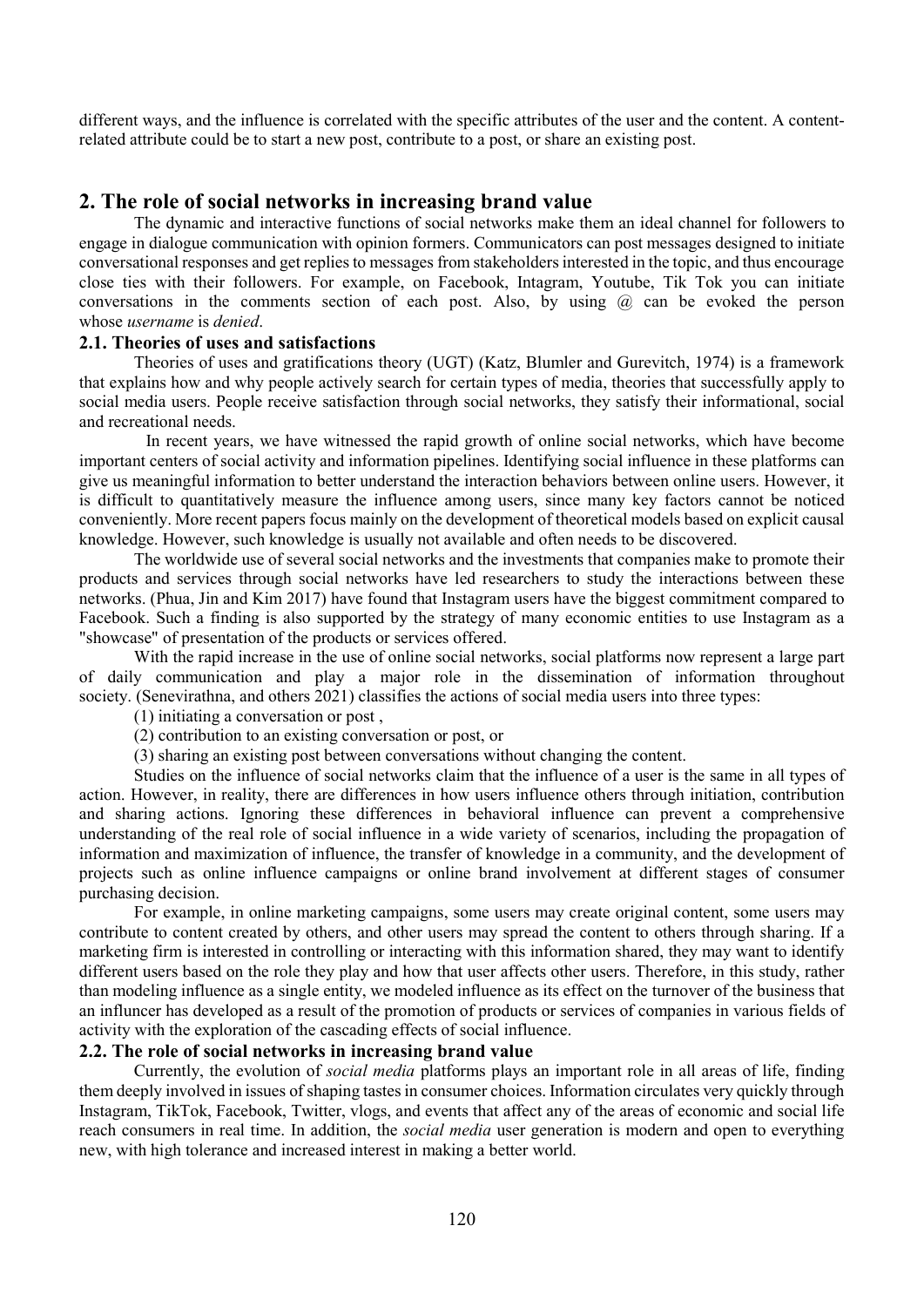different ways, and the influence is correlated with the specific attributes of the user and the content. A content-related attribute could be to start a new post, contribute to a post, or share an existing post.

## 2. The role of social networks in increasing brand value

The dynamic and interactive functions of social networks make them an ideal channel for followers to engage in dialogue communication with opinion formers. Communicators can post messages designed to initiate conversational responses and get replies to messages from stakeholders interested in the topic, and thus encourage close ties with their followers. For example, on Facebook, Intagram, Youtube, Tik Tok you can initiate conversations in the comments section of each post. Also, by using @ can be evoked the person whose *username* is *denied*.

### 2.1. Theories of uses and satisfactions

Theories of uses and gratifications theory (UGT) (Katz, Blumler and Gurevitch, 1974) is a framework that explains how and why people actively search for certain types of media, theories that successfully apply to social media users. People receive satisfaction through social networks, they satisfy their informational, social and recreational needs.

In recent years, we have witnessed the rapid growth of online social networks, which have become important centers of social activity and information pipelines. Identifying social influence in these platforms can give us meaningful information to better understand the interaction behaviors between online users. However, it is difficult to quantitatively measure the influence among users, since many key factors cannot be noticed conveniently. More recent papers focus mainly on the development of theoretical models based on explicit causal knowledge. However, such knowledge is usually not available and often needs to be discovered.

The worldwide use of several social networks and the investments that companies make to promote their products and services through social networks have led researchers to study the interactions between these networks. (Phua, Jin and Kim 2017) have found that Instagram users have the biggest commitment compared to Facebook. Such a finding is also supported by the strategy of many economic entities to use Instagram as a "showcase" of presentation of the products or services offered.

With the rapid increase in the use of online social networks, social platforms now represent a large part of daily communication and play a major role in the dissemination of information throughout society. (Senevirathna, and others 2021) classifies the actions of social media users into three types:

(1) initiating a conversation or post ,

(2) contribution to an existing conversation or post, or

(3) sharing an existing post between conversations without changing the content.

Studies on the influence of social networks claim that the influence of a user is the same in all types of action. However, in reality, there are differences in how users influence others through initiation, contribution and sharing actions. Ignoring these differences in behavioral influence can prevent a comprehensive understanding of the real role of social influence in a wide variety of scenarios, including the propagation of information and maximization of influence, the transfer of knowledge in a community, and the development of projects such as online influence campaigns or online brand involvement at different stages of consumer purchasing decision.

For example, in online marketing campaigns, some users may create original content, some users may contribute to content created by others, and other users may spread the content to others through sharing. If a marketing firm is interested in controlling or interacting with this information shared, they may want to identify different users based on the role they play and how that user affects other users. Therefore, in this study, rather than modeling influence as a single entity, we modeled influence as its effect on the turnover of the business that an influncer has developed as a result of the promotion of products or services of companies in various fields of activity with the exploration of the cascading effects of social influence.

### 2.2. The role of social networks in increasing brand value

Currently, the evolution of *social media* platforms plays an important role in all areas of life, finding them deeply involved in issues of shaping tastes in consumer choices. Information circulates very quickly through Instagram, TikTok, Facebook, Twitter, vlogs, and events that affect any of the areas of economic and social life reach consumers in real time. In addition, the *social media* user generation is modern and open to everything new, with high tolerance and increased interest in making a better world.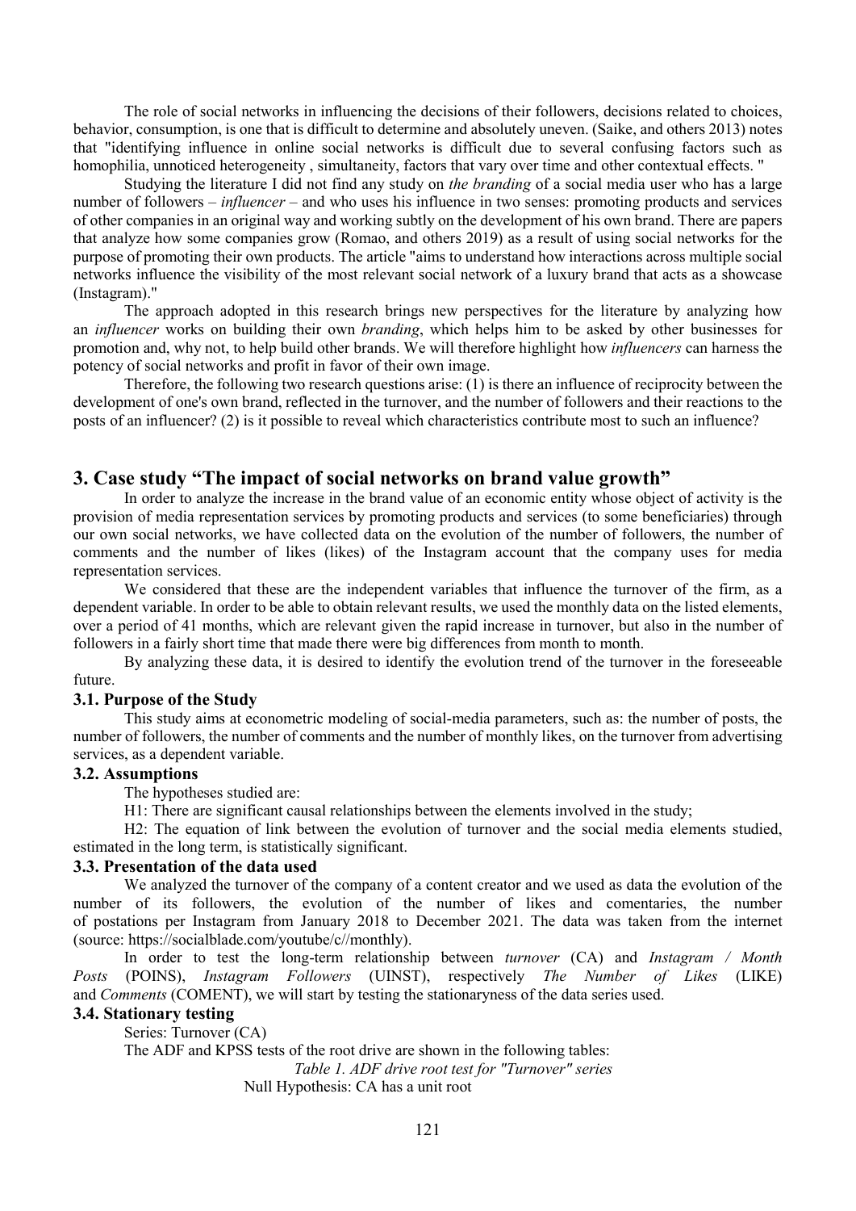The role of social networks in influencing the decisions of their followers, decisions related to choices, behavior, consumption, is one that is difficult to determine and absolutely uneven. (Saike, and others 2013) notes that "identifying influence in online social networks is difficult due to several confusing factors such as homophilia, unnoticed heterogeneity , simultaneity, factors that vary over time and other contextual effects. "

Studying the literature I did not find any study on *the branding* of a social media user who has a large number of followers – *influencer* – and who uses his influence in two senses: promoting products and services of other companies in an original way and working subtly on the development of his own brand. There are papers that analyze how some companies grow (Romao, and others 2019) as a result of using social networks for the purpose of promoting their own products. The article "aims to understand how interactions across multiple social networks influence the visibility of the most relevant social network of a luxury brand that acts as a showcase (Instagram)."

The approach adopted in this research brings new perspectives for the literature by analyzing how an *influencer* works on building their own *branding*, which helps him to be asked by other businesses for promotion and, why not, to help build other brands. We will therefore highlight how *influencers* can harness the potency of social networks and profit in favor of their own image.

Therefore, the following two research questions arise: (1) is there an influence of reciprocity between the development of one's own brand, reflected in the turnover, and the number of followers and their reactions to the posts of an influencer? (2) is it possible to reveal which characteristics contribute most to such an influence?

## 3. Case study "The impact of social networks on brand value growth"

In order to analyze the increase in the brand value of an economic entity whose object of activity is the provision of media representation services by promoting products and services (to some beneficiaries) through our own social networks, we have collected data on the evolution of the number of followers, the number of comments and the number of likes (likes) of the Instagram account that the company uses for media representation services.

We considered that these are the independent variables that influence the turnover of the firm, as a dependent variable. In order to be able to obtain relevant results, we used the monthly data on the listed elements, over a period of 41 months, which are relevant given the rapid increase in turnover, but also in the number of followers in a fairly short time that made there were big differences from month to month.

By analyzing these data, it is desired to identify the evolution trend of the turnover in the foreseeable future.

### 3.1. Purpose of the Study

This study aims at econometric modeling of social-media parameters, such as: the number of posts, the number of followers, the number of comments and the number of monthly likes, on the turnover from advertising services, as a dependent variable.

### 3.2. Assumptions

The hypotheses studied are:

H1: There are significant causal relationships between the elements involved in the study;

H2: The equation of link between the evolution of turnover and the social media elements studied, estimated in the long term, is statistically significant.

### 3.3. Presentation of the data used

We analyzed the turnover of the company of a content creator and we used as data the evolution of the number of its followers, the evolution of the number of likes and comentaries, the number of postations per Instagram from January 2018 to December 2021. The data was taken from the internet (source: https://socialblade.com/youtube/c//monthly).

In order to test the long-term relationship between *turnover* (CA) and *Instagram / Month Posts* (POINS), *Instagram Followers* (UINST), respectively *The Number of Likes* (LIKE) and *Comments* (COMENT), we will start by testing the stationaryness of the data series used.

### 3.4. Stationary testing

Series: Turnover (CA)

The ADF and KPSS tests of the root drive are shown in the following tables:

*Table 1. ADF drive root test for "Turnover" series*

Null Hypothesis: CA has a unit root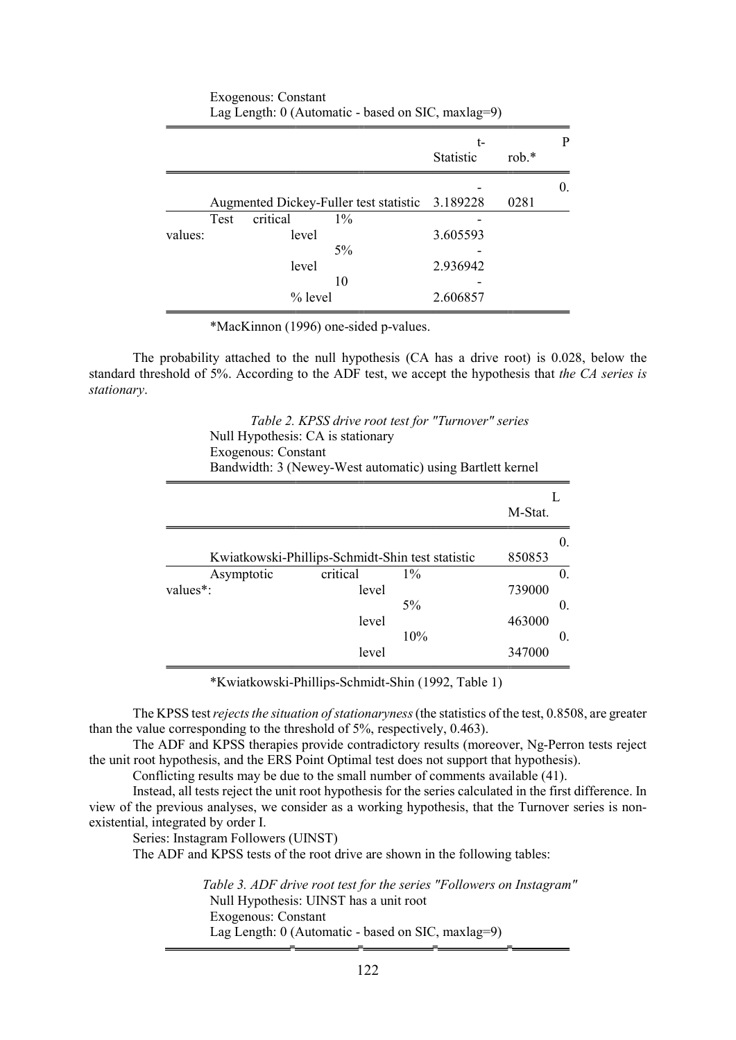Exogenous: Constant
Lag Length: 0 (Automatic - based on SIC, maxlag=9)

| | | t-Statistic | Prob.* |
|---|---|---|---|
| Augmented Dickey-Fuller test statistic | | -3.189228 | 0.0281 |
| Test critical values: | 1% level | -3.605593 | |
| | 5% level | -2.936942 | |
| | 10% level | -2.606857 | |

*MacKinnon (1996) one-sided p-values.

The probability attached to the null hypothesis (CA has a drive root) is 0.028, below the standard threshold of 5%. According to the ADF test, we accept the hypothesis that *the CA series is stationary*.

*Table 2. KPSS drive root test for "Turnover" series*

Null Hypothesis: CA is stationary
Exogenous: Constant
Bandwidth: 3 (Newey-West automatic) using Bartlett kernel

| | | LM-Stat. |
|---|---|---|
| Kwiatkowski-Phillips-Schmidt-Shin test statistic | | 0.850853 |
| Asymptotic critical values*: | 1% level | 0.739000 |
| | 5% level | 0.463000 |
| | 10% level | 0.347000 |

*Kwiatkowski-Phillips-Schmidt-Shin (1992, Table 1)

The KPSS test *rejects the situation of stationaryness* (the statistics of the test, 0.8508, are greater than the value corresponding to the threshold of 5%, respectively, 0.463).

The ADF and KPSS therapies provide contradictory results (moreover, Ng-Perron tests reject the unit root hypothesis, and the ERS Point Optimal test does not support that hypothesis).

Conflicting results may be due to the small number of comments available (41).

Instead, all tests reject the unit root hypothesis for the series calculated in the first difference. In view of the previous analyses, we consider as a working hypothesis, that the Turnover series is non-existential, integrated by order I.

Series: Instagram Followers (UINST)

The ADF and KPSS tests of the root drive are shown in the following tables:

*Table 3. ADF drive root test for the series "Followers on Instagram"*

Null Hypothesis: UINST has a unit root
Exogenous: Constant
Lag Length: 0 (Automatic - based on SIC, maxlag=9)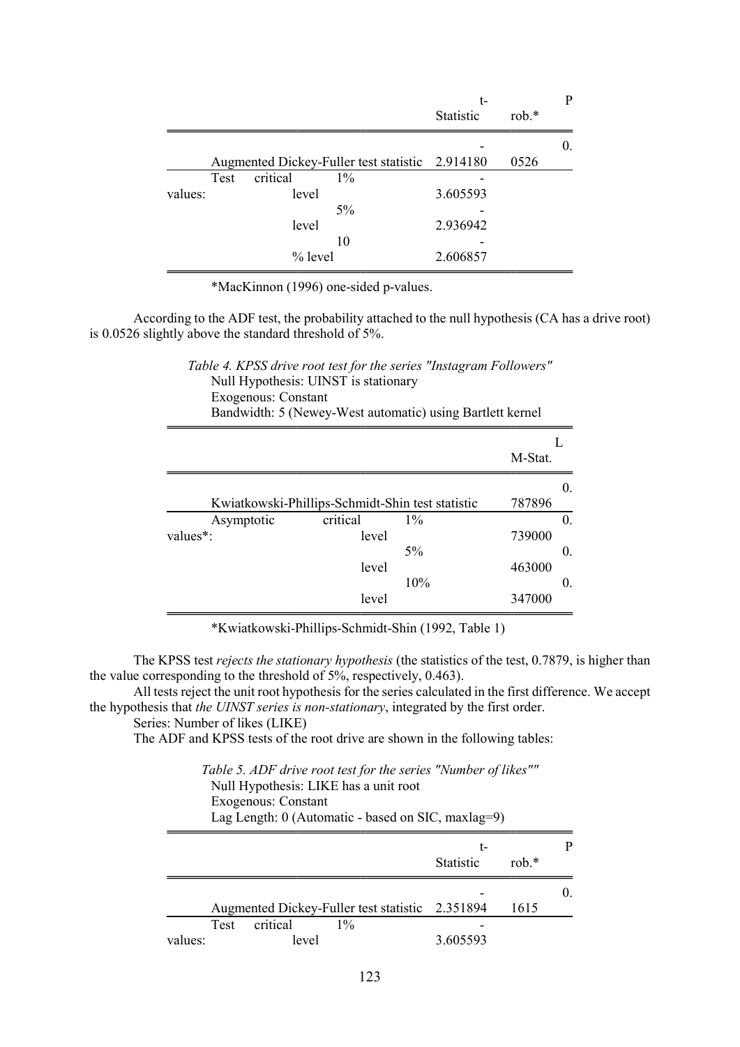| | t-Statistic | Prob.* |
|---|---|---|
| Augmented Dickey-Fuller test statistic | -2.914180 | 0.0526 |
| Test critical values: 1% level | -3.605593 | |
| 5% level | -2.936942 | |
| 10% level | -2.606857 | |

*MacKinnon (1996) one-sided p-values.

According to the ADF test, the probability attached to the null hypothesis (CA has a drive root) is 0.0526 slightly above the standard threshold of 5%.

*Table 4. KPSS drive root test for the series "Instagram Followers"*
Null Hypothesis: UINST is stationary
Exogenous: Constant
Bandwidth: 5 (Newey-West automatic) using Bartlett kernel

| | LM-Stat. |
|---|---|
| Kwiatkowski-Phillips-Schmidt-Shin test statistic | 0.787896 |
| Asymptotic critical values*: 1% level | 0.739000 |
| 5% level | 0.463000 |
| 10% level | 0.347000 |

*Kwiatkowski-Phillips-Schmidt-Shin (1992, Table 1)

The KPSS test *rejects the stationary hypothesis* (the statistics of the test, 0.7879, is higher than the value corresponding to the threshold of 5%, respectively, 0.463).

All tests reject the unit root hypothesis for the series calculated in the first difference. We accept the hypothesis that *the UINST series is non-stationary*, integrated by the first order.

Series: Number of likes (LIKE)

The ADF and KPSS tests of the root drive are shown in the following tables:

*Table 5. ADF drive root test for the series "Number of likes""*
Null Hypothesis: LIKE has a unit root
Exogenous: Constant
Lag Length: 0 (Automatic - based on SIC, maxlag=9)

| | t-Statistic | Prob.* |
|---|---|---|
| Augmented Dickey-Fuller test statistic | -2.351894 | 0.1615 |
| Test critical values: 1% level | -3.605593 | |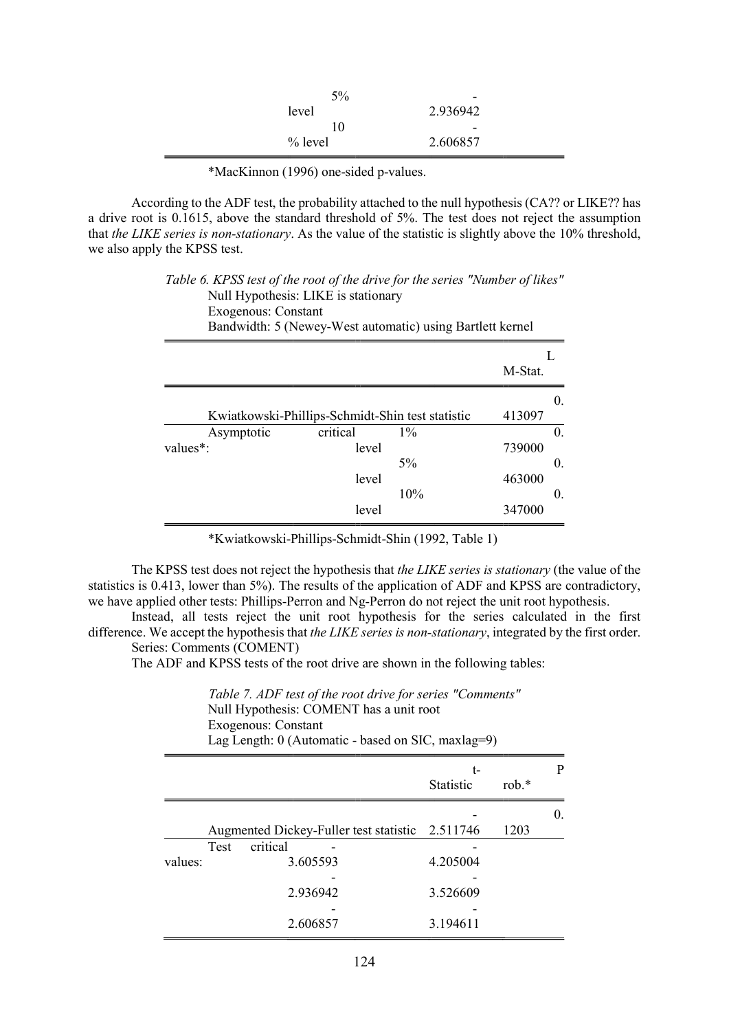| | |
|---|---|
| 5% level | -2.936942 |
| 10 % level | -2.606857 |

*MacKinnon (1996) one-sided p-values.

According to the ADF test, the probability attached to the null hypothesis (CA?? or LIKE?? has a drive root is 0.1615, above the standard threshold of 5%. The test does not reject the assumption that *the LIKE series is non-stationary*. As the value of the statistic is slightly above the 10% threshold, we also apply the KPSS test.

*Table 6. KPSS test of the root of the drive for the series "Number of likes"*
Null Hypothesis: LIKE is stationary
Exogenous: Constant
Bandwidth: 5 (Newey-West automatic) using Bartlett kernel

| | | LM-Stat. |
|---|---|---|
| Kwiatkowski-Phillips-Schmidt-Shin test statistic | | 0.413097 |
| Asymptotic critical values*: | 1% level | 0.739000 |
| | 5% level | 0.463000 |
| | 10% level | 0.347000 |

*Kwiatkowski-Phillips-Schmidt-Shin (1992, Table 1)

The KPSS test does not reject the hypothesis that *the LIKE series is stationary* (the value of the statistics is 0.413, lower than 5%). The results of the application of ADF and KPSS are contradictory, we have applied other tests: Phillips-Perron and Ng-Perron do not reject the unit root hypothesis.

Instead, all tests reject the unit root hypothesis for the series calculated in the first difference. We accept the hypothesis that *the LIKE series is non-stationary*, integrated by the first order.

Series: Comments (COMENT)

The ADF and KPSS tests of the root drive are shown in the following tables:

*Table 7. ADF test of the root drive for series "Comments"*
Null Hypothesis: COMENT has a unit root
Exogenous: Constant
Lag Length: 0 (Automatic - based on SIC, maxlag=9)

| | | t-Statistic | Prob.* |
|---|---|---|---|
| Augmented Dickey-Fuller test statistic | | -2.511746 | 0.1203 |
| Test critical values: | -3.605593 | -4.205004 | |
| | -2.936942 | -3.526609 | |
| | -2.606857 | -3.194611 | |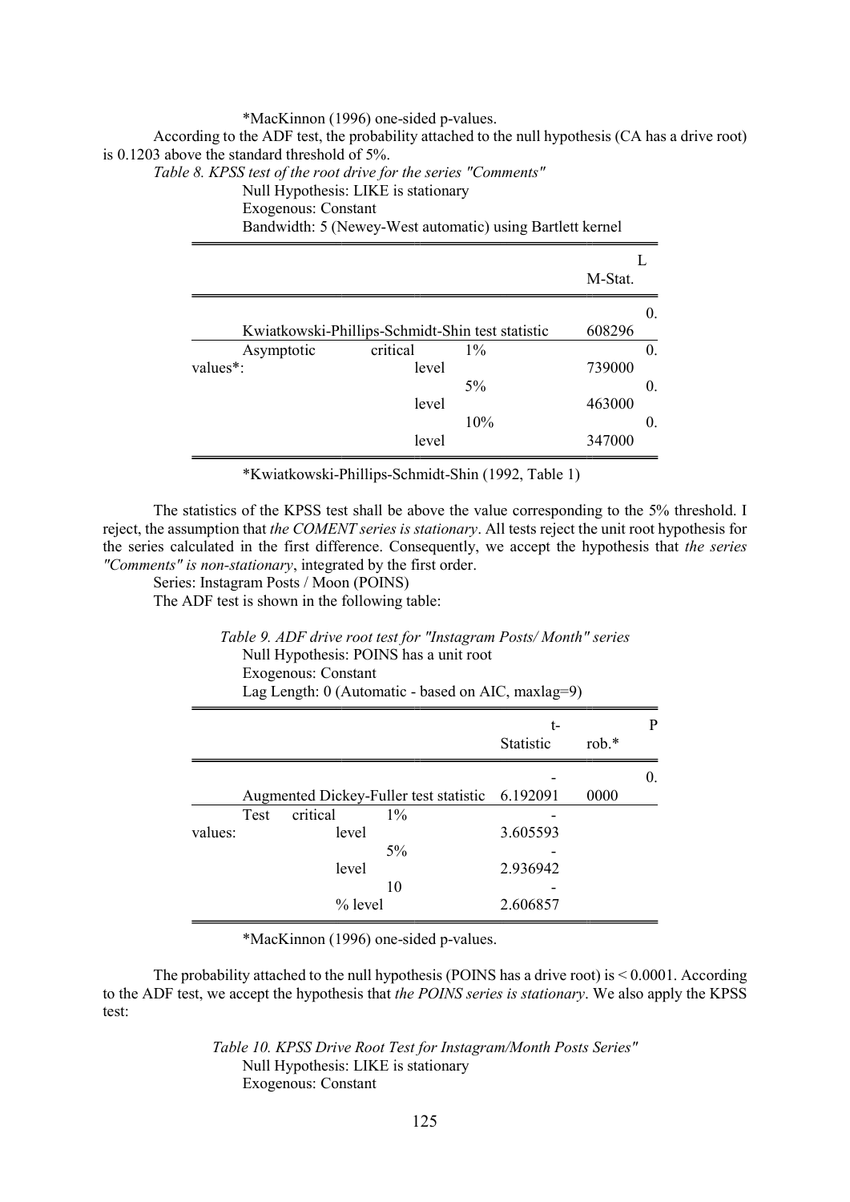*MacKinnon (1996) one-sided p-values.

According to the ADF test, the probability attached to the null hypothesis (CA has a drive root) is 0.1203 above the standard threshold of 5%.

*Table 8. KPSS test of the root drive for the series "Comments"*

Null Hypothesis: LIKE is stationary
Exogenous: Constant
Bandwidth: 5 (Newey-West automatic) using Bartlett kernel

| | | LM-Stat. |
|---|---|---|
| Kwiatkowski-Phillips-Schmidt-Shin test statistic | | 0.608296 |
| Asymptotic critical values*: | 1% level | 0.739000 |
| | 5% level | 0.463000 |
| | 10% level | 0.347000 |

*Kwiatkowski-Phillips-Schmidt-Shin (1992, Table 1)

The statistics of the KPSS test shall be above the value corresponding to the 5% threshold. I reject, the assumption that *the COMENT series is stationary*. All tests reject the unit root hypothesis for the series calculated in the first difference. Consequently, we accept the hypothesis that *the series "Comments" is non-stationary*, integrated by the first order.

Series: Instagram Posts / Moon (POINS)

The ADF test is shown in the following table:

*Table 9. ADF drive root test for "Instagram Posts/ Month" series*

Null Hypothesis: POINS has a unit root
Exogenous: Constant
Lag Length: 0 (Automatic - based on AIC, maxlag=9)

| | | t-Statistic | Prob.* |
|---|---|---|---|
| Augmented Dickey-Fuller test statistic | | -6.192091 | 0.0000 |
| Test critical values: | 1% level | -3.605593 | |
| | 5% level | -2.936942 | |
| | 10% level | -2.606857 | |

*MacKinnon (1996) one-sided p-values.

The probability attached to the null hypothesis (POINS has a drive root) is < 0.0001. According to the ADF test, we accept the hypothesis that *the POINS series is stationary*. We also apply the KPSS test:

*Table 10. KPSS Drive Root Test for Instagram/Month Posts Series"*

Null Hypothesis: LIKE is stationary
Exogenous: Constant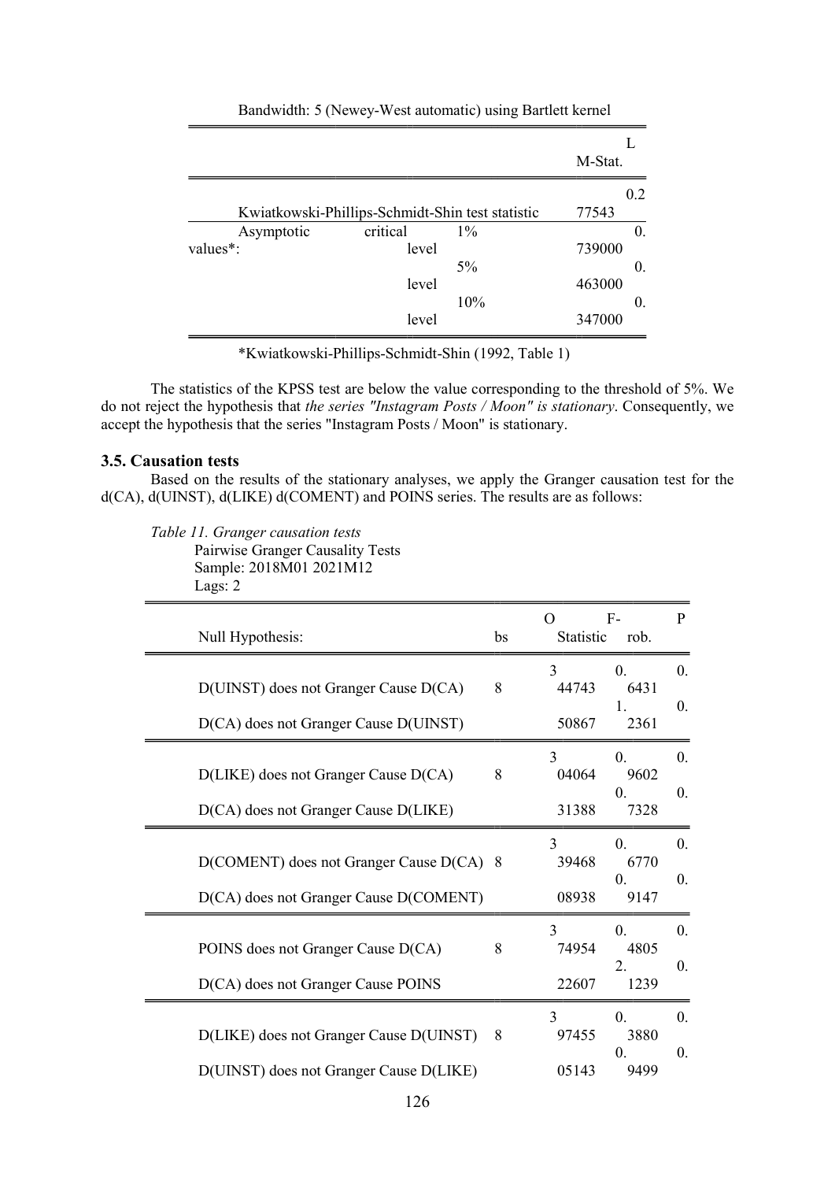Bandwidth: 5 (Newey-West automatic) using Bartlett kernel

| | | LM-Stat. |
|---|---|---|
| Kwiatkowski-Phillips-Schmidt-Shin test statistic | | 0.277543 |
| Asymptotic critical values*: | 1% level | 0.739000 |
| | 5% level | 0.463000 |
| | 10% level | 0.347000 |

*Kwiatkowski-Phillips-Schmidt-Shin (1992, Table 1)

The statistics of the KPSS test are below the value corresponding to the threshold of 5%. We do not reject the hypothesis that *the series "Instagram Posts / Moon" is stationary*. Consequently, we accept the hypothesis that the series "Instagram Posts / Moon" is stationary.

### 3.5. Causation tests

Based on the results of the stationary analyses, we apply the Granger causation test for the d(CA), d(UINST), d(LIKE) d(COMENT) and POINS series. The results are as follows:

*Table 11. Granger causation tests*

Pairwise Granger Causality Tests
Sample: 2018M01 2021M12
Lags: 2

| Null Hypothesis: | Obs | F-Statistic | Prob. |
|---|---|---|---|
| D(UINST) does not Granger Cause D(CA) | 38 | 0.44743 | 0.6431 |
| D(CA) does not Granger Cause D(UINST) | | 1.50867 | 0.2361 |
| D(LIKE) does not Granger Cause D(CA) | 38 | 0.04064 | 0.9602 |
| D(CA) does not Granger Cause D(LIKE) | | 0.31388 | 0.7328 |
| D(COMENT) does not Granger Cause D(CA) | 38 | 0.39468 | 0.6770 |
| D(CA) does not Granger Cause D(COMENT) | | 0.08938 | 0.9147 |
| POINS does not Granger Cause D(CA) | 38 | 0.74954 | 0.4805 |
| D(CA) does not Granger Cause POINS | | 2.22607 | 0.1239 |
| D(LIKE) does not Granger Cause D(UINST) | 38 | 0.97455 | 0.3880 |
| D(UINST) does not Granger Cause D(LIKE) | | 0.05143 | 0.9499 |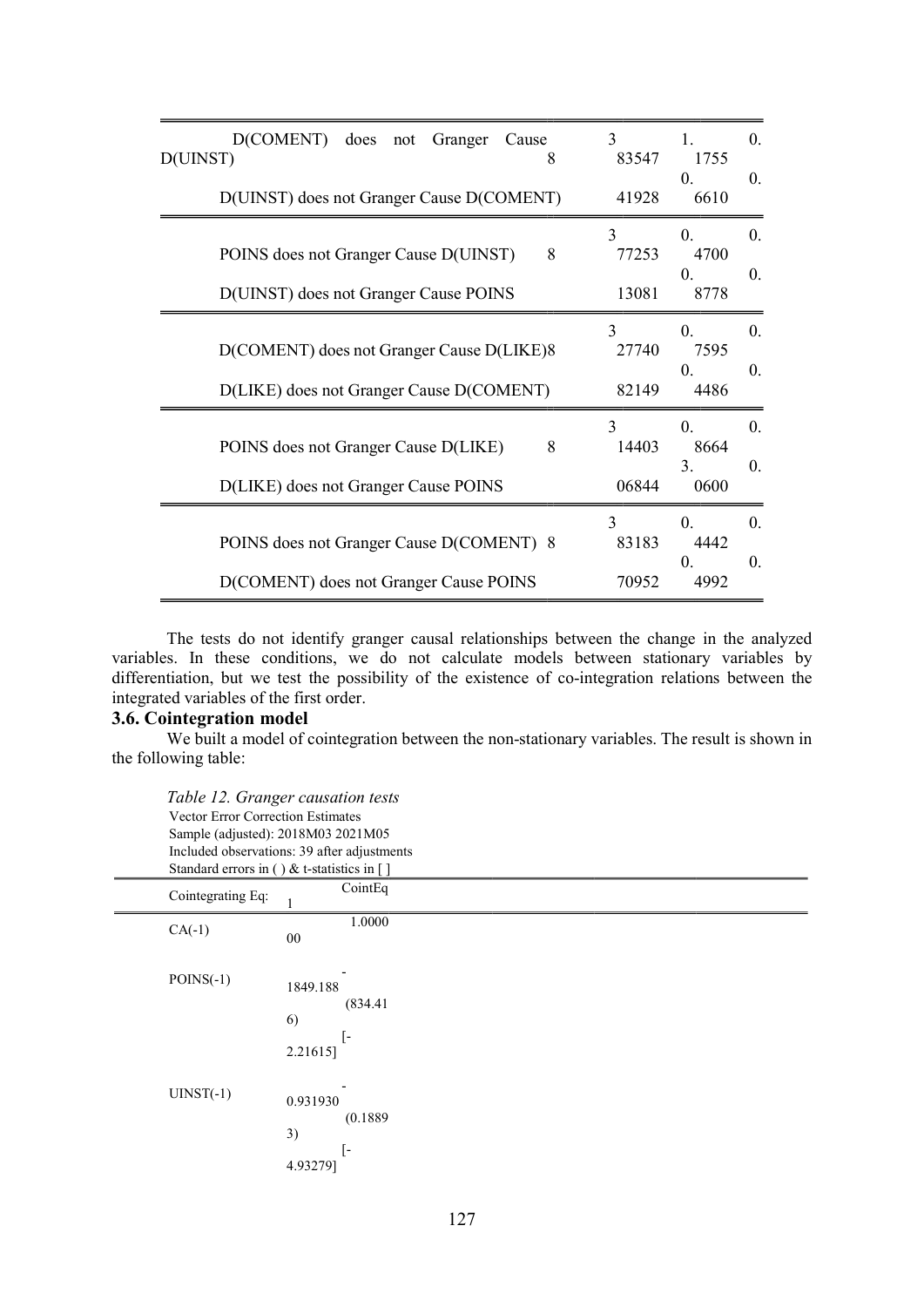| | | | |
|---|---|---|---|
| D(COMENT) does not Granger Cause D(UINST) | 38 | 3.83547 | 1.1755 | 0. |
| D(UINST) does not Granger Cause D(COMENT) | | 41928 | 0.6610 | 0. |
| POINS does not Granger Cause D(UINST) | 8 | 3.77253 | 0.4700 | 0. |
| D(UINST) does not Granger Cause POINS | | 13081 | 0.8778 | 0. |
| D(COMENT) does not Granger Cause D(LIKE) | 8 | 3.27740 | 0.7595 | 0. |
| D(LIKE) does not Granger Cause D(COMENT) | | 82149 | 0.4486 | 0. |
| POINS does not Granger Cause D(LIKE) | 8 | 3.14403 | 0.8664 | 0. |
| D(LIKE) does not Granger Cause POINS | | 06844 | 3.0600 | 0. |
| POINS does not Granger Cause D(COMENT) | 8 | 3.83183 | 0.4442 | 0. |
| D(COMENT) does not Granger Cause POINS | | 70952 | 0.4992 | 0. |

The tests do not identify granger causal relationships between the change in the analyzed variables. In these conditions, we do not calculate models between stationary variables by differentiation, but we test the possibility of the existence of co-integration relations between the integrated variables of the first order.

### 3.6. Cointegration model

We built a model of cointegration between the non-stationary variables. The result is shown in the following table:

*Table 12. Granger causation tests*

Vector Error Correction Estimates
Sample (adjusted): 2018M03 2021M05
Included observations: 39 after adjustments
Standard errors in ( ) & t-statistics in [ ]

| Cointegrating Eq: | CointEq1 |
|---|---|
| CA(-1) | 1.000000 |
| POINS(-1) | -1849.188 |
| | (834.416) |
| | [-2.21615] |
| UINST(-1) | -0.931930 |
| | (0.18893) |
| | [-4.93279] |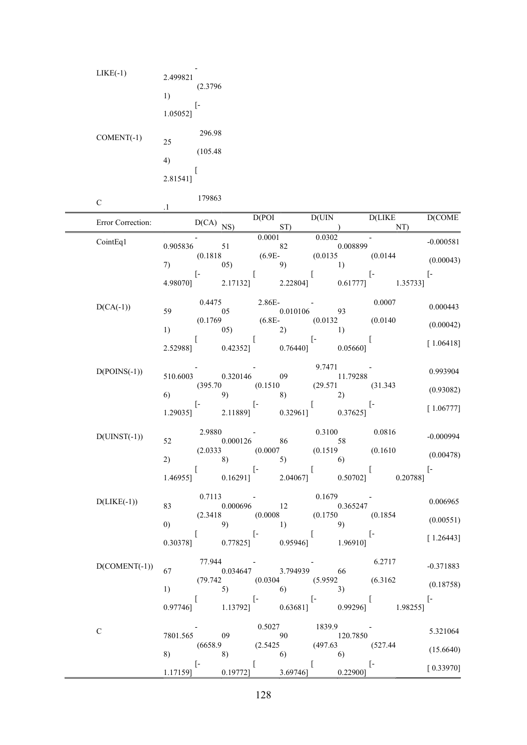| | |
|---|---|
| LIKE(-1) | -2.499821 |
| | (2.37961) |
| | [-1.05052] |
| COMENT(-1) | 296.9825 |
| | (105.484) |
| | [2.81541] |
| C | 179863.1 |

| Error Correction: | D(CA) | D(POINS) | D(UINST) | D(LIKE) | D(COMENT) |
|---|---|---|---|---|---|
| CointEq1 | -0.905836 | 0.000151 | 0.030282 | -0.008899 | -0.000581 |
| | (0.18187) | (6.9E-05) | (0.01359) | (0.01441) | (0.00043) |
| | [-4.98070] | [2.17132] | [2.22804] | [-0.61777] | [-1.35733] |
| D(CA(-1)) | 0.447559 | 2.86E-05 | -0.010106 | 0.000793 | 0.000443 |
| | (0.17691) | (6.8E-05) | (0.01322) | (0.01401) | (0.00042) |
| | [2.52988] | [0.42352] | [-0.76440] | [0.05660] | [1.06418] |
| D(POINS(-1)) | -510.6003 | -0.320146 | 9.747109 | -11.79288 | 0.993904 |
| | (395.706) | (0.15109) | (29.5718) | (31.3432) | (0.93082) |
| | [-1.29035] | [-2.11889] | [0.32961] | [-0.37625] | [1.06777] |
| D(UINST(-1)) | 2.988052 | -0.000126 | 0.310086 | 0.081658 | -0.000994 |
| | (2.03332) | (0.00078) | (0.15195) | (0.16106) | (0.00478) |
| | [1.46955] | [-0.16291] | [2.04067] | [0.50702] | [-0.20788] |
| D(LIKE(-1)) | 0.711383 | -0.000696 | 0.167912 | -0.365247 | 0.006965 |
| | (2.34180) | (0.00089) | (0.17501) | (0.18549) | (0.00551) |
| | [0.30378] | [-0.77825] | [0.95946] | [-1.96910] | [1.26443] |
| D(COMENT(-1)) | 77.94467 | -0.034647 | -3.794939 | 6.271766 | -0.371883 |
| | (79.7421) | (0.03045) | (5.95926) | (6.31623) | (0.18758) |
| | [0.97746] | [-1.13792] | [-0.63681] | [0.99296] | [-1.98255] |
| C | -7801.565 | 0.502709 | 1839.990 | -120.7850 | 5.321064 |
| | (6658.98) | (2.54258) | (497.636) | (527.446) | (15.6640) |
| | [-1.17159] | [0.19772] | [3.69746] | [-0.22900] | [0.33970] |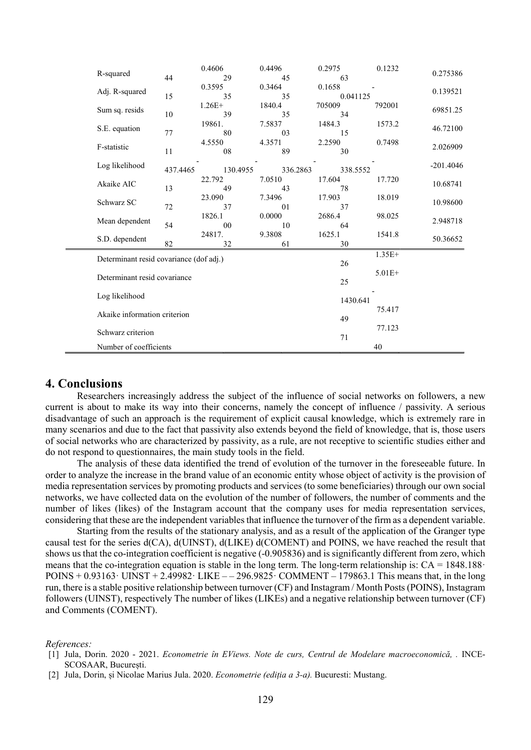| | | | | | |
|---|---|---|---|---|---|
| R-squared | 0.460644 | 0.449629 | 0.297545 | 0.123263 | 0.275386 |
| Adj. R-squared | 0.359515 | 0.346435 | 0.165835 | -0.041125 | 0.139521 |
| Sum sq. resids | 1.26E+10 | 1840.439 | 70500935 | 79200134 | 69851.25 |
| S.E. equation | 19861.77 | 7.583780 | 1484.303 | 1573.215 | 46.72100 |
| F-statistic | 4.555011 | 4.357108 | 2.259089 | 0.749830 | 2.026909 |
| Log likelihood | -437.4465 | -130.4955 | -336.2863 | -338.5552 | -201.4046 |
| Akaike AIC | 22.79213 | 7.051049 | 17.60443 | 17.72078 | 10.68741 |
| Schwarz SC | 23.09072 | 7.349637 | 17.90301 | 18.01937 | 10.98600 |
| Mean dependent | 1826.154 | 0.000000 | 2686.410 | 98.02564 | 2.948718 |
| S.D. dependent | 24817.82 | 9.380832 | 1625.161 | 1541.830 | 50.36652 |
| Determinant resid covariance (dof adj.) | | | | 1.35E+26 | |
| Determinant resid covariance | | | | 5.01E+25 | |
| Log likelihood | | | | -1430.641 | |
| Akaike information criterion | | | | 75.41749 | |
| Schwarz criterion | | | | 77.12371 | |
| Number of coefficients | | | | 40 | |

## 4. Conclusions

Researchers increasingly address the subject of the influence of social networks on followers, a new current is about to make its way into their concerns, namely the concept of influence / passivity. A serious disadvantage of such an approach is the requirement of explicit causal knowledge, which is extremely rare in many scenarios and due to the fact that passivity also extends beyond the field of knowledge, that is, those users of social networks who are characterized by passivity, as a rule, are not receptive to scientific studies either and do not respond to questionnaires, the main study tools in the field.

The analysis of these data identified the trend of evolution of the turnover in the foreseeable future. In order to analyze the increase in the brand value of an economic entity whose object of activity is the provision of media representation services by promoting products and services (to some beneficiaries) through our own social networks, we have collected data on the evolution of the number of followers, the number of comments and the number of likes (likes) of the Instagram account that the company uses for media representation services, considering that these are the independent variables that influence the turnover of the firm as a dependent variable.

Starting from the results of the stationary analysis, and as a result of the application of the Granger type causal test for the series d(CA), d(UINST), d(LIKE) d(COMENT) and POINS, we have reached the result that shows us that the co-integration coefficient is negative (-0.905836) and is significantly different from zero, which means that the co-integration equation is stable in the long term. The long-term relationship is: CA = 1848.188· POINS + 0.93163· UINST + 2.49982· LIKE – – 296.9825· COMMENT – 179863.1 This means that, in the long run, there is a stable positive relationship between turnover (CF) and Instagram / Month Posts (POINS), Instagram followers (UINST), respectively The number of likes (LIKEs) and a negative relationship between turnover (CF) and Comments (COMENT).

*References:*

[1] Jula, Dorin. 2020 - 2021. *Econometrie în EViews. Note de curs, Centrul de Modelare macroeconomică, .* INCE-SCOSAAR, București.

[2] Jula, Dorin, și Nicolae Marius Jula. 2020. *Econometrie (ediția a 3-a).* Bucuresti: Mustang.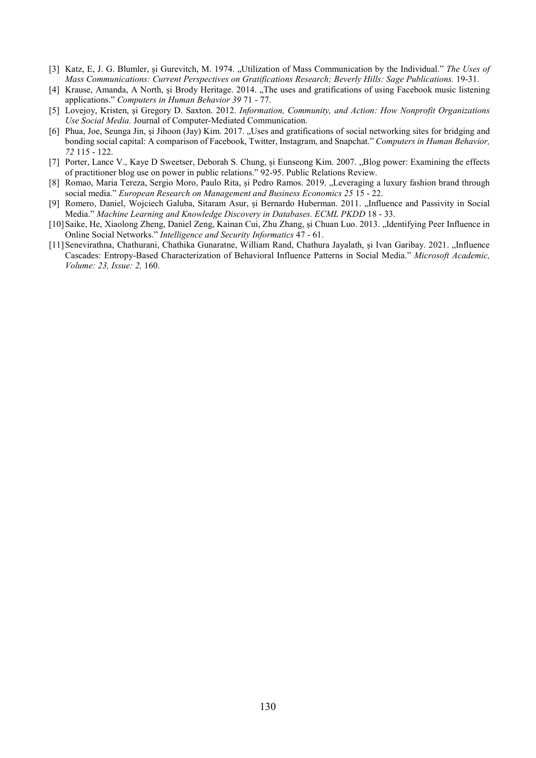[3] Katz, E, J. G. Blumler, și Gurevitch, M. 1974. „Utilization of Mass Communication by the Individual." *The Uses of Mass Communications: Current Perspectives on Gratifications Research; Beverly Hills: Sage Publications.* 19-31.

[4] Krause, Amanda, A North, și Brody Heritage. 2014. „The uses and gratifications of using Facebook music listening applications." *Computers in Human Behavior 39* 71 - 77.

[5] Lovejoy, Kristen, și Gregory D. Saxton. 2012. *Information, Community, and Action: How Nonprofit Organizations Use Social Media.* Journal of Computer-Mediated Communication.

[6] Phua, Joe, Seunga Jin, și Jihoon (Jay) Kim. 2017. „Uses and gratifications of social networking sites for bridging and bonding social capital: A comparison of Facebook, Twitter, Instagram, and Snapchat." *Computers in Human Behavior, 72* 115 - 122.

[7] Porter, Lance V., Kaye D Sweetser, Deborah S. Chung, și Eunseong Kim. 2007. „Blog power: Examining the effects of practitioner blog use on power in public relations." 92-95. Public Relations Review.

[8] Romao, Maria Tereza, Sergio Moro, Paulo Rita, și Pedro Ramos. 2019. „Leveraging a luxury fashion brand through social media." *European Research on Management and Business Economics 25* 15 - 22.

[9] Romero, Daniel, Wojciech Galuba, Sitaram Asur, și Bernardo Huberman. 2011. „Influence and Passivity in Social Media." *Machine Learning and Knowledge Discovery in Databases. ECML PKDD* 18 - 33.

[10] Saike, He, Xiaolong Zheng, Daniel Zeng, Kainan Cui, Zhu Zhang, și Chuan Luo. 2013. „Identifying Peer Influence in Online Social Networks." *Intelligence and Security Informatics* 47 - 61.

[11] Senevirathna, Chathurani, Chathika Gunaratne, William Rand, Chathura Jayalath, și Ivan Garibay. 2021. „Influence Cascades: Entropy-Based Characterization of Behavioral Influence Patterns in Social Media." *Microsoft Academic, Volume: 23, Issue: 2,* 160.